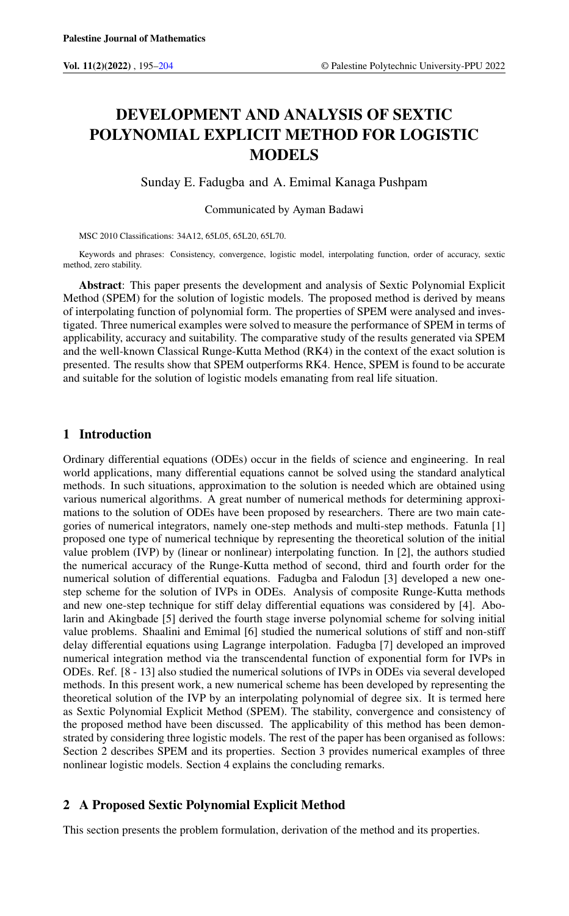# DEVELOPMENT AND ANALYSIS OF SEXTIC POLYNOMIAL EXPLICIT METHOD FOR LOGISTIC MODELS

Sunday E. Fadugba and A. Emimal Kanaga Pushpam

Communicated by Ayman Badawi

MSC 2010 Classifications: 34A12, 65L05, 65L20, 65L70.

Keywords and phrases: Consistency, convergence, logistic model, interpolating function, order of accuracy, sextic method, zero stability.

**Abstract**: This paper presents the development and analysis of Sextic Polynomial Explicit Method (SPEM) for the solution of logistic models. The proposed method is derived by means of interpolating function of polynomial form. The properties of SPEM were analysed and investigated. Three numerical examples were solved to measure the performance of SPEM in terms of applicability, accuracy and suitability. The comparative study of the results generated via SPEM and the well-known Classical Runge-Kutta Method (RK4) in the context of the exact solution is presented. The results show that SPEM outperforms RK4. Hence, SPEM is found to be accurate and suitable for the solution of logistic models emanating from real life situation.

## 1 Introduction

Ordinary differential equations (ODEs) occur in the fields of science and engineering. In real world applications, many differential equations cannot be solved using the standard analytical methods. In such situations, approximation to the solution is needed which are obtained using various numerical algorithms. A great number of numerical methods for determining approximations to the solution of ODEs have been proposed by researchers. There are two main categories of numerical integrators, namely one-step methods and multi-step methods. Fatunla [1] proposed one type of numerical technique by representing the theoretical solution of the initial value problem (IVP) by (linear or nonlinear) interpolating function. In [2], the authors studied the numerical accuracy of the Runge-Kutta method of second, third and fourth order for the numerical solution of differential equations. Fadugba and Falodun [3] developed a new one-step scheme for the solution of IVPs in ODEs. Analysis of composite Runge-Kutta methods and new one-step technique for stiff delay differential equations was considered by [4]. Abolarin and Akingbade [5] derived the fourth stage inverse polynomial scheme for solving initial value problems. Shaalini and Emimal [6] studied the numerical solutions of stiff and non-stiff delay differential equations using Lagrange interpolation. Fadugba [7] developed an improved numerical integration method via the transcendental function of exponential form for IVPs in ODEs. Ref. [8 - 13] also studied the numerical solutions of IVPs in ODEs via several developed methods. In this present work, a new numerical scheme has been developed by representing the theoretical solution of the IVP by an interpolating polynomial of degree six. It is termed here as Sextic Polynomial Explicit Method (SPEM). The stability, convergence and consistency of the proposed method have been discussed. The applicability of this method has been demonstrated by considering three logistic models. The rest of the paper has been organised as follows: Section 2 describes SPEM and its properties. Section 3 provides numerical examples of three nonlinear logistic models. Section 4 explains the concluding remarks.

## 2 A Proposed Sextic Polynomial Explicit Method

This section presents the problem formulation, derivation of the method and its properties.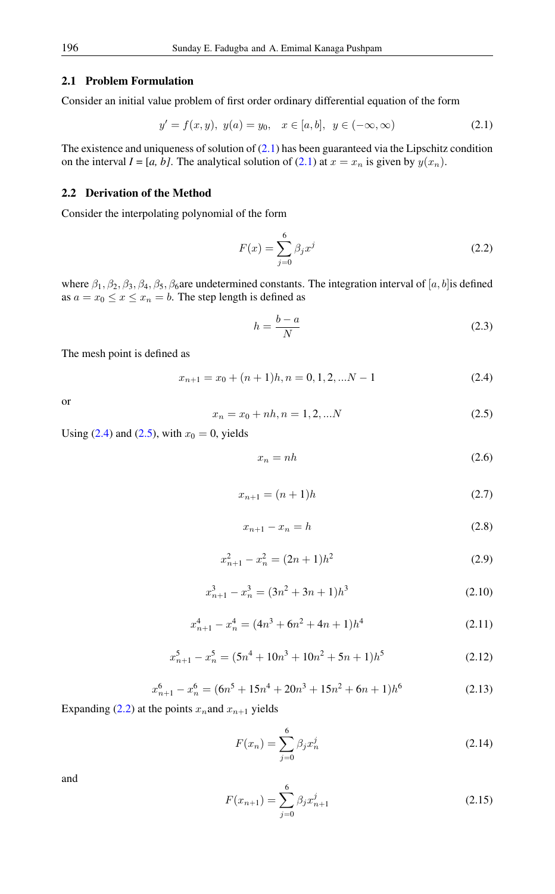## 2.1 Problem Formulation

Consider an initial value problem of first order ordinary differential equation of the form

$$y' = f(x,y),\ y(a) = y_0, \quad x \in [a,b],\ \ y \in (-\infty, \infty) \tag{2.1}$$

The existence and uniqueness of solution of (2.1) has been guaranteed via the Lipschitz condition on the interval *I* = [*a, b]*. The analytical solution of (2.1) at $x = x_n$ is given by $y(x_n)$.

## 2.2 Derivation of the Method

Consider the interpolating polynomial of the form

$$F(x) = \sum_{j=0}^{6} \beta_j x^j \tag{2.2}$$

where $\beta_1, \beta_2, \beta_3, \beta_4, \beta_5, \beta_6$are undetermined constants. The integration interval of $[a, b]$is defined as $a = x_0 \leq x \leq x_n = b$. The step length is defined as

$$h = \frac{b-a}{N} \tag{2.3}$$

The mesh point is defined as

$$x_{n+1} = x_0 + (n+1)h, n = 0, 1, 2, ...N-1 \tag{2.4}$$

or

$$x_n = x_0 + nh, n = 1, 2, ...N \tag{2.5}$$

Using (2.4) and (2.5), with $x_0 = 0$, yields

$$x_n = nh \tag{2.6}$$

$$x_{n+1} = (n+1)h \tag{2.7}$$

$$x_{n+1} - x_n = h \tag{2.8}$$

$$x_{n+1}^2 - x_n^2 = (2n+1)h^2 \tag{2.9}$$

$$x_{n+1}^3 - x_n^3 = (3n^2 + 3n + 1)h^3 \tag{2.10}$$

$$x_{n+1}^4 - x_n^4 = (4n^3 + 6n^2 + 4n + 1)h^4 \tag{2.11}$$

$$x_{n+1}^5 - x_n^5 = (5n^4 + 10n^3 + 10n^2 + 5n + 1)h^5 \tag{2.12}$$

$$x_{n+1}^6 - x_n^6 = (6n^5 + 15n^4 + 20n^3 + 15n^2 + 6n + 1)h^6 \tag{2.13}$$

Expanding (2.2) at the points $x_n$and $x_{n+1}$ yields

$$F(x_n) = \sum_{j=0}^{6} \beta_j x_n^j \tag{2.14}$$

and

$$F(x_{n+1}) = \sum_{j=0}^{6} \beta_j x_{n+1}^j \tag{2.15}$$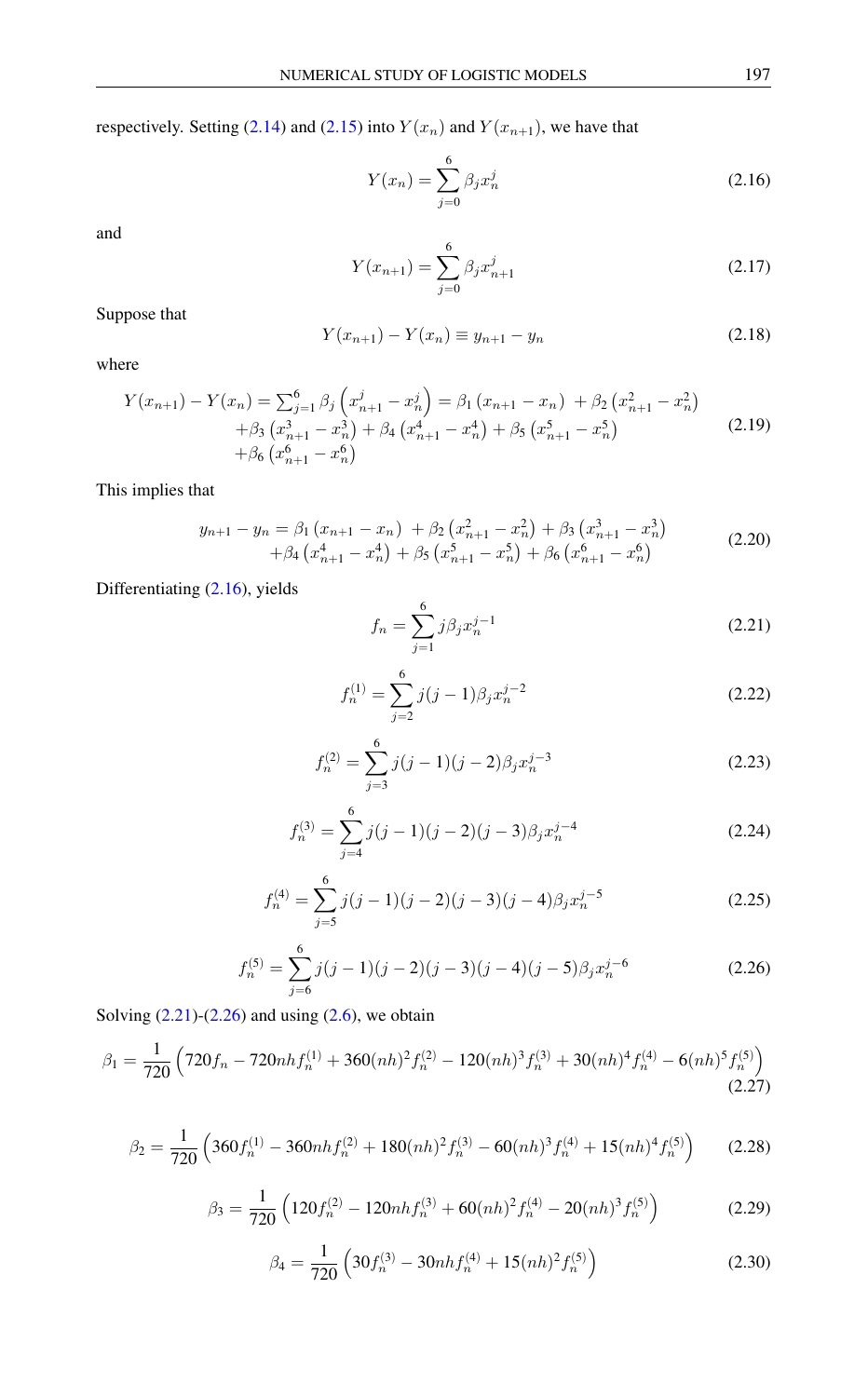respectively. Setting (2.14) and (2.15) into $Y(x_n)$ and $Y(x_{n+1})$, we have that

$$Y(x_n) = \sum_{j=0}^{6} \beta_j x_n^j \tag{2.16}$$

and

$$Y(x_{n+1}) = \sum_{j=0}^{6} \beta_j x_{n+1}^j \tag{2.17}$$

Suppose that

$$Y(x_{n+1}) - Y(x_n) \equiv y_{n+1} - y_n \tag{2.18}$$

where

$$\begin{aligned} Y(x_{n+1}) - Y(x_n) = \textstyle\sum_{j=1}^{6} \beta_j \left(x_{n+1}^j - x_n^j\right) &= \beta_1 \left(x_{n+1} - x_n\right) + \beta_2 \left(x_{n+1}^2 - x_n^2\right) \\ &+ \beta_3 \left(x_{n+1}^3 - x_n^3\right) + \beta_4 \left(x_{n+1}^4 - x_n^4\right) + \beta_5 \left(x_{n+1}^5 - x_n^5\right) \\ &+ \beta_6 \left(x_{n+1}^6 - x_n^6\right) \end{aligned} \tag{2.19}$$

This implies that

$$\begin{aligned} y_{n+1} - y_n = \beta_1 \left(x_{n+1} - x_n\right) &+ \beta_2 \left(x_{n+1}^2 - x_n^2\right) + \beta_3 \left(x_{n+1}^3 - x_n^3\right) \\ &+ \beta_4 \left(x_{n+1}^4 - x_n^4\right) + \beta_5 \left(x_{n+1}^5 - x_n^5\right) + \beta_6 \left(x_{n+1}^6 - x_n^6\right) \end{aligned} \tag{2.20}$$

Differentiating (2.16), yields

$$f_n = \sum_{j=1}^{6} j \beta_j x_n^{j-1} \tag{2.21}$$

$$f_n^{(1)} = \sum_{j=2}^{6} j(j-1) \beta_j x_n^{j-2} \tag{2.22}$$

$$f_n^{(2)} = \sum_{j=3}^{6} j(j-1)(j-2) \beta_j x_n^{j-3} \tag{2.23}$$

$$f_n^{(3)} = \sum_{j=4}^{6} j(j-1)(j-2)(j-3) \beta_j x_n^{j-4} \tag{2.24}$$

$$f_n^{(4)} = \sum_{j=5}^{6} j(j-1)(j-2)(j-3)(j-4) \beta_j x_n^{j-5} \tag{2.25}$$

$$f_n^{(5)} = \sum_{j=6}^{6} j(j-1)(j-2)(j-3)(j-4)(j-5) \beta_j x_n^{j-6} \tag{2.26}$$

Solving (2.21)-(2.26) and using (2.6), we obtain

$$\beta_1 = \frac{1}{720} \left(720 f_n - 720 nh f_n^{(1)} + 360 (nh)^2 f_n^{(2)} - 120 (nh)^3 f_n^{(3)} + 30 (nh)^4 f_n^{(4)} - 6 (nh)^5 f_n^{(5)}\right) \tag{2.27}$$

$$\beta_2 = \frac{1}{720} \left(360 f_n^{(1)} - 360 nh f_n^{(2)} + 180 (nh)^2 f_n^{(3)} - 60 (nh)^3 f_n^{(4)} + 15 (nh)^4 f_n^{(5)}\right) \tag{2.28}$$

$$\beta_3 = \frac{1}{720} \left(120 f_n^{(2)} - 120 nh f_n^{(3)} + 60 (nh)^2 f_n^{(4)} - 20 (nh)^3 f_n^{(5)}\right) \tag{2.29}$$

$$\beta_4 = \frac{1}{720} \left(30 f_n^{(3)} - 30 nh f_n^{(4)} + 15 (nh)^2 f_n^{(5)}\right) \tag{2.30}$$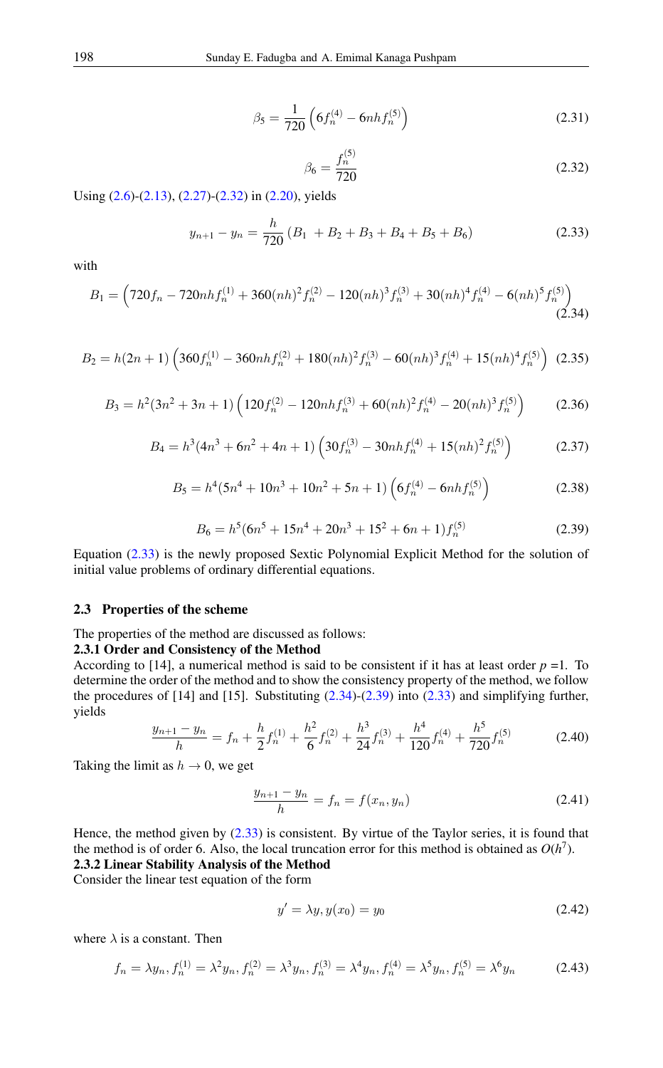$$\beta_5 = \frac{1}{720}\left(6f_n^{(4)} - 6nhf_n^{(5)}\right) \tag{2.31}$$

$$\beta_6 = \frac{f_n^{(5)}}{720} \tag{2.32}$$

Using (2.6)-(2.13), (2.27)-(2.32) in (2.20), yields

$$y_{n+1} - y_n = \frac{h}{720}\left(B_1 + B_2 + B_3 + B_4 + B_5 + B_6\right) \tag{2.33}$$

with

$$B_1 = \left(720f_n - 720nhf_n^{(1)} + 360(nh)^2 f_n^{(2)} - 120(nh)^3 f_n^{(3)} + 30(nh)^4 f_n^{(4)} - 6(nh)^5 f_n^{(5)}\right) \tag{2.34}$$

$$B_2 = h(2n+1)\left(360f_n^{(1)} - 360nhf_n^{(2)} + 180(nh)^2 f_n^{(3)} - 60(nh)^3 f_n^{(4)} + 15(nh)^4 f_n^{(5)}\right) \tag{2.35}$$

$$B_3 = h^2(3n^2+3n+1)\left(120f_n^{(2)} - 120nhf_n^{(3)} + 60(nh)^2 f_n^{(4)} - 20(nh)^3 f_n^{(5)}\right) \tag{2.36}$$

$$B_4 = h^3(4n^3+6n^2+4n+1)\left(30f_n^{(3)} - 30nhf_n^{(4)} + 15(nh)^2 f_n^{(5)}\right) \tag{2.37}$$

$$B_5 = h^4(5n^4+10n^3+10n^2+5n+1)\left(6f_n^{(4)} - 6nhf_n^{(5)}\right) \tag{2.38}$$

$$B_6 = h^5(6n^5+15n^4+20n^3+15^2+6n+1)f_n^{(5)} \tag{2.39}$$

Equation (2.33) is the newly proposed Sextic Polynomial Explicit Method for the solution of initial value problems of ordinary differential equations.

### 2.3 Properties of the scheme

The properties of the method are discussed as follows:

#### 2.3.1 Order and Consistency of the Method

According to [14], a numerical method is said to be consistent if it has at least order $p = 1$. To determine the order of the method and to show the consistency property of the method, we follow the procedures of [14] and [15]. Substituting (2.34)-(2.39) into (2.33) and simplifying further, yields

$$\frac{y_{n+1} - y_n}{h} = f_n + \frac{h}{2}f_n^{(1)} + \frac{h^2}{6}f_n^{(2)} + \frac{h^3}{24}f_n^{(3)} + \frac{h^4}{120}f_n^{(4)} + \frac{h^5}{720}f_n^{(5)} \tag{2.40}$$

Taking the limit as $h \to 0$, we get

$$\frac{y_{n+1} - y_n}{h} = f_n = f(x_n, y_n) \tag{2.41}$$

Hence, the method given by (2.33) is consistent. By virtue of the Taylor series, it is found that the method is of order 6. Also, the local truncation error for this method is obtained as $O(h^7)$.

#### 2.3.2 Linear Stability Analysis of the Method

Consider the linear test equation of the form

$$y' = \lambda y, y(x_0) = y_0 \tag{2.42}$$

where $\lambda$ is a constant. Then

$$f_n = \lambda y_n, f_n^{(1)} = \lambda^2 y_n, f_n^{(2)} = \lambda^3 y_n, f_n^{(3)} = \lambda^4 y_n, f_n^{(4)} = \lambda^5 y_n, f_n^{(5)} = \lambda^6 y_n \tag{2.43}$$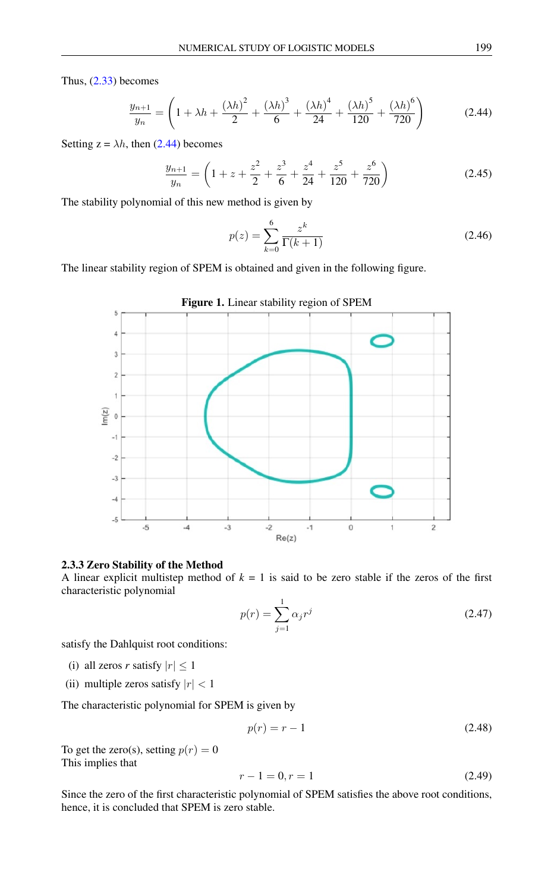Thus, (2.33) becomes

$$\frac{y_{n+1}}{y_n} = \left(1 + \lambda h + \frac{(\lambda h)^2}{2} + \frac{(\lambda h)^3}{6} + \frac{(\lambda h)^4}{24} + \frac{(\lambda h)^5}{120} + \frac{(\lambda h)^6}{720}\right) \tag{2.44}$$

Setting z = $\lambda h$, then (2.44) becomes

$$\frac{y_{n+1}}{y_n} = \left(1 + z + \frac{z^2}{2} + \frac{z^3}{6} + \frac{z^4}{24} + \frac{z^5}{120} + \frac{z^6}{720}\right) \tag{2.45}$$

The stability polynomial of this new method is given by

$$p(z) = \sum_{k=0}^{6} \frac{z^k}{\Gamma(k+1)} \tag{2.46}$$

The linear stability region of SPEM is obtained and given in the following figure.

**Figure 1.** Linear stability region of SPEM

### 2.3.3 Zero Stability of the Method

A linear explicit multistep method of $k = 1$ is said to be zero stable if the zeros of the first characteristic polynomial

$$p(r) = \sum_{j=1}^{1} \alpha_j r^j \tag{2.47}$$

satisfy the Dahlquist root conditions:

(i) all zeros $r$ satisfy $|r| \leq 1$

(ii) multiple zeros satisfy $|r| < 1$

The characteristic polynomial for SPEM is given by

$$p(r) = r - 1 \tag{2.48}$$

To get the zero(s), setting $p(r) = 0$
This implies that

$$r - 1 = 0, r = 1 \tag{2.49}$$

Since the zero of the first characteristic polynomial of SPEM satisfies the above root conditions, hence, it is concluded that SPEM is zero stable.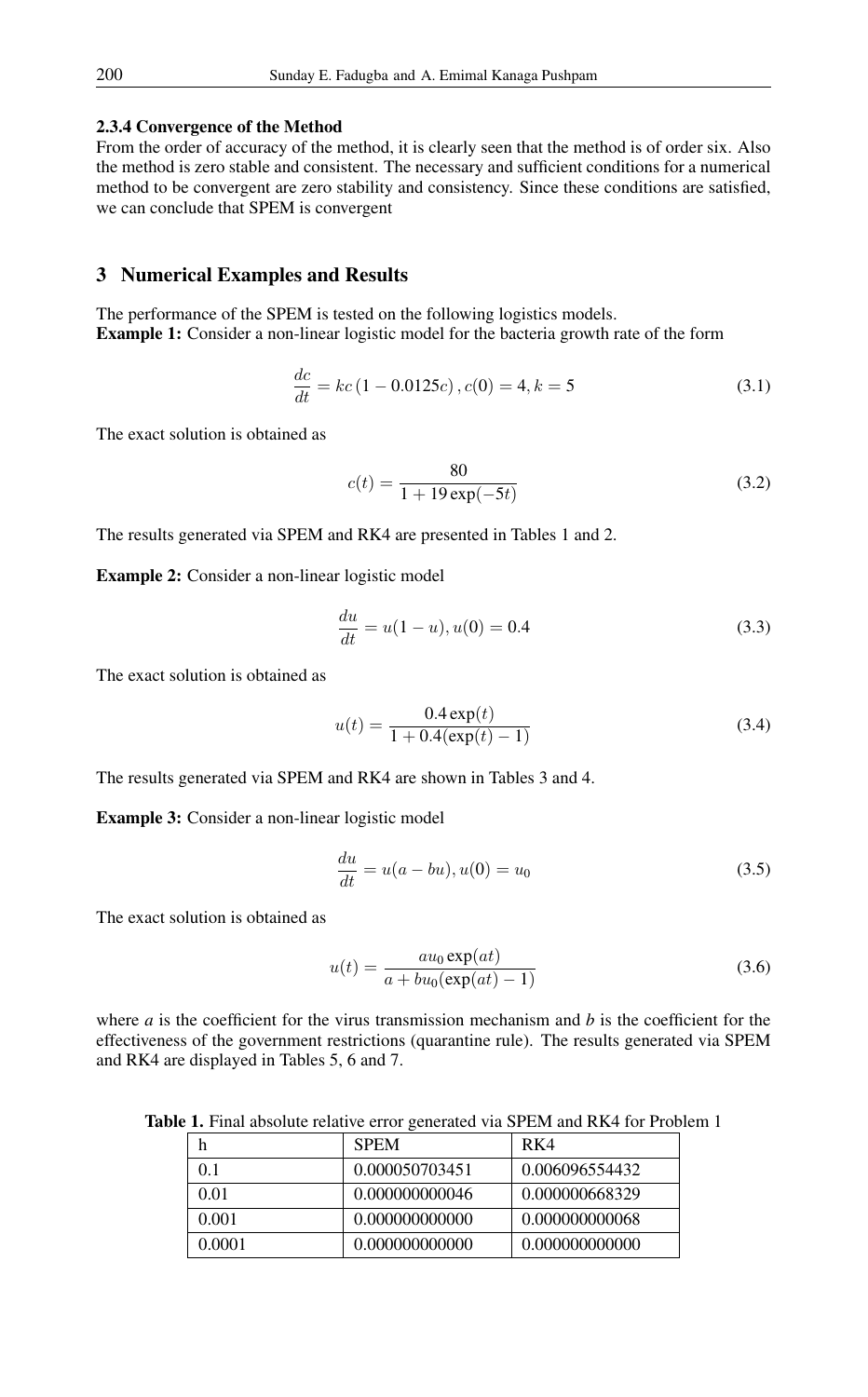#### 2.3.4 Convergence of the Method

From the order of accuracy of the method, it is clearly seen that the method is of order six. Also the method is zero stable and consistent. The necessary and sufficient conditions for a numerical method to be convergent are zero stability and consistency. Since these conditions are satisfied, we can conclude that SPEM is convergent

## 3 Numerical Examples and Results

The performance of the SPEM is tested on the following logistics models.
**Example 1:** Consider a non-linear logistic model for the bacteria growth rate of the form

$$\frac{dc}{dt} = kc\,(1 - 0.0125c)\,, c(0) = 4, k = 5 \tag{3.1}$$

The exact solution is obtained as

$$c(t) = \frac{80}{1 + 19\exp(-5t)} \tag{3.2}$$

The results generated via SPEM and RK4 are presented in Tables 1 and 2.

**Example 2:** Consider a non-linear logistic model

$$\frac{du}{dt} = u(1 - u), u(0) = 0.4 \tag{3.3}$$

The exact solution is obtained as

$$u(t) = \frac{0.4\exp(t)}{1 + 0.4(\exp(t) - 1)} \tag{3.4}$$

The results generated via SPEM and RK4 are shown in Tables 3 and 4.

**Example 3:** Consider a non-linear logistic model

$$\frac{du}{dt} = u(a - bu), u(0) = u_0 \tag{3.5}$$

The exact solution is obtained as

$$u(t) = \frac{au_0\exp(at)}{a + bu_0(\exp(at) - 1)} \tag{3.6}$$

where *a* is the coefficient for the virus transmission mechanism and *b* is the coefficient for the effectiveness of the government restrictions (quarantine rule). The results generated via SPEM and RK4 are displayed in Tables 5, 6 and 7.

**Table 1.** Final absolute relative error generated via SPEM and RK4 for Problem 1

| h | SPEM | RK4 |
|---|---|---|
| 0.1 | 0.000050703451 | 0.006096554432 |
| 0.01 | 0.000000000046 | 0.000000668329 |
| 0.001 | 0.000000000000 | 0.000000000068 |
| 0.0001 | 0.000000000000 | 0.000000000000 |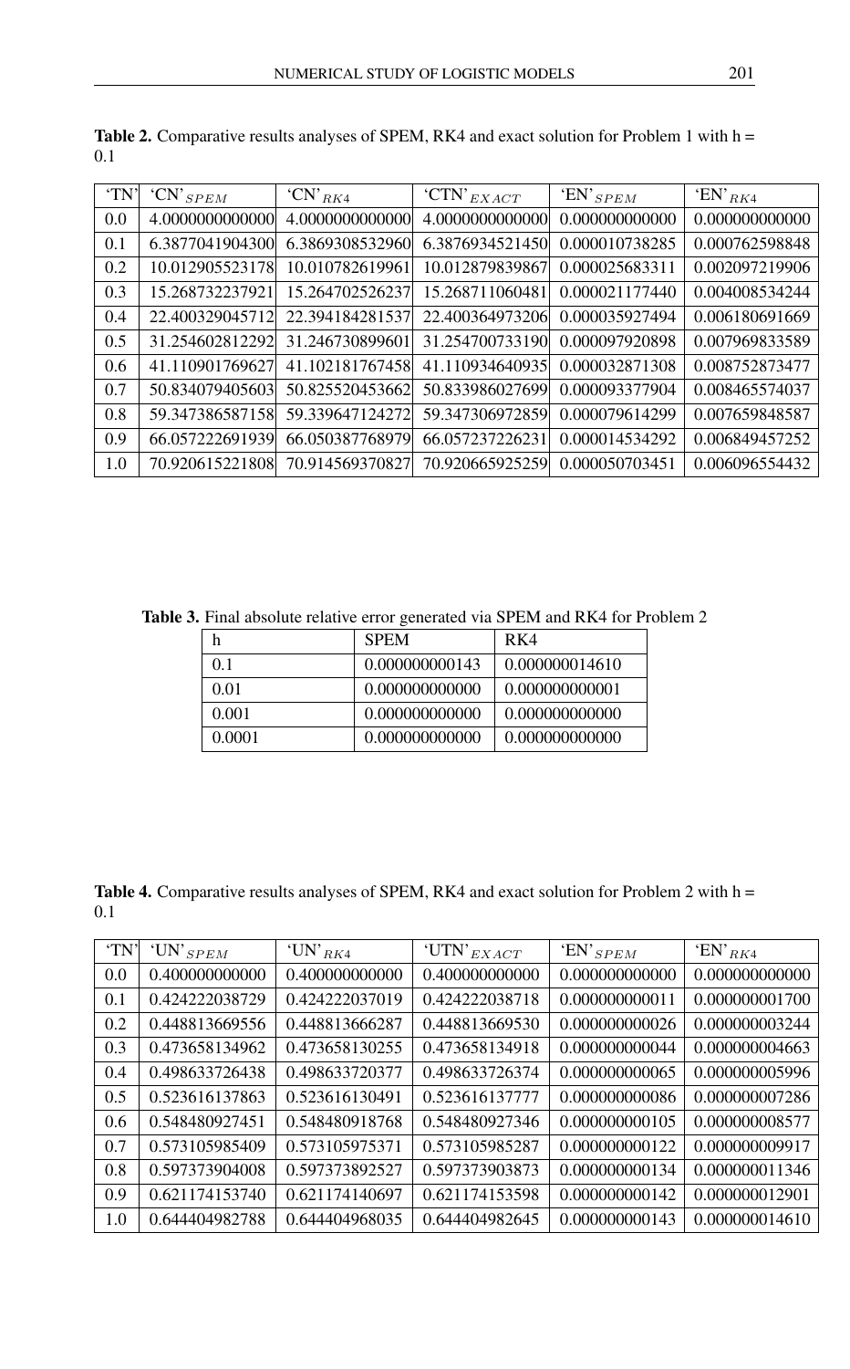**Table 2.** Comparative results analyses of SPEM, RK4 and exact solution for Problem 1 with h = 0.1

| 'TN' | 'CN'$_{SPEM}$ | 'CN'$_{RK4}$ | 'CTN'$_{EXACT}$ | 'EN'$_{SPEM}$ | 'EN'$_{RK4}$ |
|---|---|---|---|---|---|
| 0.0 | 4.0000000000000 | 4.0000000000000 | 4.0000000000000 | 0.000000000000 | 0.000000000000 |
| 0.1 | 6.3877041904300 | 6.3869308532960 | 6.3876934521450 | 0.000010738285 | 0.000762598848 |
| 0.2 | 10.012905523178 | 10.010782619961 | 10.012879839867 | 0.000025683311 | 0.002097219906 |
| 0.3 | 15.268732237921 | 15.264702526237 | 15.268711060481 | 0.000021177440 | 0.004008534244 |
| 0.4 | 22.400329045712 | 22.394184281537 | 22.400364973206 | 0.000035927494 | 0.006180691669 |
| 0.5 | 31.254602812292 | 31.246730899601 | 31.254700733190 | 0.000097920898 | 0.007969833589 |
| 0.6 | 41.110901769627 | 41.102181767458 | 41.110934640935 | 0.000032871308 | 0.008752873477 |
| 0.7 | 50.834079405603 | 50.825520453662 | 50.833986027699 | 0.000093377904 | 0.008465574037 |
| 0.8 | 59.347386587158 | 59.339647124272 | 59.347306972859 | 0.000079614299 | 0.007659848587 |
| 0.9 | 66.057222691939 | 66.050387768979 | 66.057237226231 | 0.000014534292 | 0.006849457252 |
| 1.0 | 70.920615221808 | 70.914569370827 | 70.920665925259 | 0.000050703451 | 0.006096554432 |

**Table 3.** Final absolute relative error generated via SPEM and RK4 for Problem 2

| h | SPEM | RK4 |
|---|---|---|
| 0.1 | 0.000000000143 | 0.000000014610 |
| 0.01 | 0.000000000000 | 0.000000000001 |
| 0.001 | 0.000000000000 | 0.000000000000 |
| 0.0001 | 0.000000000000 | 0.000000000000 |

**Table 4.** Comparative results analyses of SPEM, RK4 and exact solution for Problem 2 with h = 0.1

| 'TN' | 'UN'$_{SPEM}$ | 'UN'$_{RK4}$ | 'UTN'$_{EXACT}$ | 'EN'$_{SPEM}$ | 'EN'$_{RK4}$ |
|---|---|---|---|---|---|
| 0.0 | 0.400000000000 | 0.400000000000 | 0.400000000000 | 0.000000000000 | 0.000000000000 |
| 0.1 | 0.424222038729 | 0.424222037019 | 0.424222038718 | 0.000000000011 | 0.000000001700 |
| 0.2 | 0.448813669556 | 0.448813666287 | 0.448813669530 | 0.000000000026 | 0.000000003244 |
| 0.3 | 0.473658134962 | 0.473658130255 | 0.473658134918 | 0.000000000044 | 0.000000004663 |
| 0.4 | 0.498633726438 | 0.498633720377 | 0.498633726374 | 0.000000000065 | 0.000000005996 |
| 0.5 | 0.523616137863 | 0.523616130491 | 0.523616137777 | 0.000000000086 | 0.000000007286 |
| 0.6 | 0.548480927451 | 0.548480918768 | 0.548480927346 | 0.000000000105 | 0.000000008577 |
| 0.7 | 0.573105985409 | 0.573105975371 | 0.573105985287 | 0.000000000122 | 0.000000009917 |
| 0.8 | 0.597373904008 | 0.597373892527 | 0.597373903873 | 0.000000000134 | 0.000000011346 |
| 0.9 | 0.621174153740 | 0.621174140697 | 0.621174153598 | 0.000000000142 | 0.000000012901 |
| 1.0 | 0.644404982788 | 0.644404968035 | 0.644404982645 | 0.000000000143 | 0.000000014610 |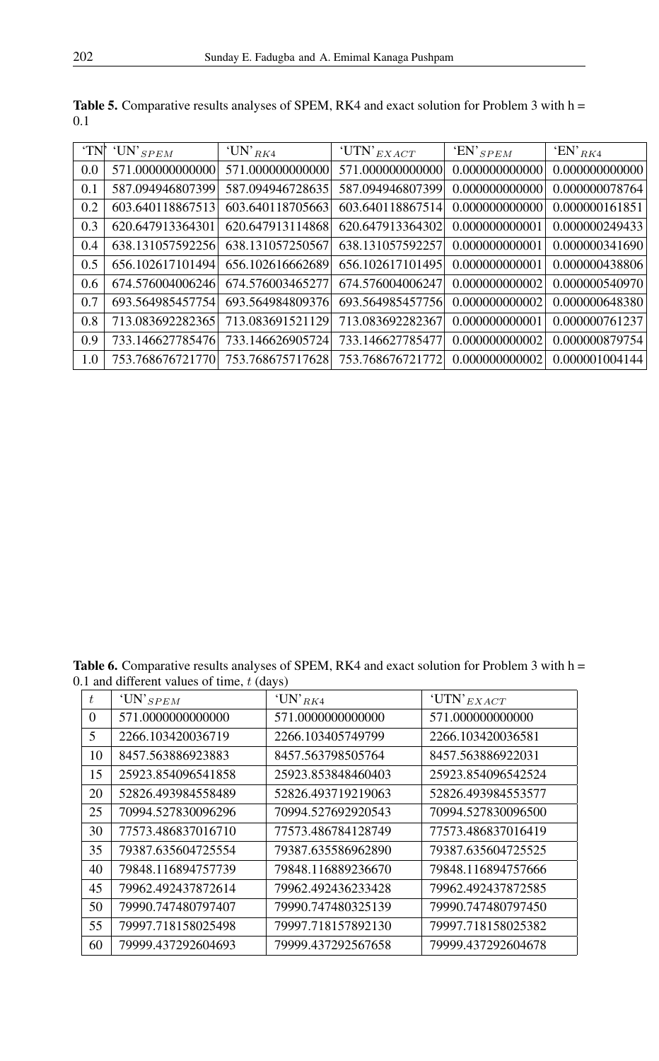**Table 5.** Comparative results analyses of SPEM, RK4 and exact solution for Problem 3 with h = 0.1

| 'TN' | 'UN'$_{SPEM}$ | 'UN'$_{RK4}$ | 'UTN'$_{EXACT}$ | 'EN'$_{SPEM}$ | 'EN'$_{RK4}$ |
|---|---|---|---|---|---|
| 0.0 | 571.000000000000 | 571.000000000000 | 571.000000000000 | 0.000000000000 | 0.000000000000 |
| 0.1 | 587.094946807399 | 587.094946728635 | 587.094946807399 | 0.000000000000 | 0.000000078764 |
| 0.2 | 603.640118867513 | 603.640118705663 | 603.640118867514 | 0.000000000000 | 0.000000161851 |
| 0.3 | 620.647913364301 | 620.647913114868 | 620.647913364302 | 0.000000000001 | 0.000000249433 |
| 0.4 | 638.131057592256 | 638.131057250567 | 638.131057592257 | 0.000000000001 | 0.000000341690 |
| 0.5 | 656.102617101494 | 656.102616662689 | 656.102617101495 | 0.000000000001 | 0.000000438806 |
| 0.6 | 674.576004006246 | 674.576003465277 | 674.576004006247 | 0.000000000002 | 0.000000540970 |
| 0.7 | 693.564985457754 | 693.564984809376 | 693.564985457756 | 0.000000000002 | 0.000000648380 |
| 0.8 | 713.083692282365 | 713.083691521129 | 713.083692282367 | 0.000000000001 | 0.000000761237 |
| 0.9 | 733.146627785476 | 733.146626905724 | 733.146627785477 | 0.000000000002 | 0.000000879754 |
| 1.0 | 753.768676721770 | 753.768675717628 | 753.768676721772 | 0.000000000002 | 0.000001004144 |

**Table 6.** Comparative results analyses of SPEM, RK4 and exact solution for Problem 3 with h = 0.1 and different values of time, $t$ (days)

| $t$ | 'UN'$_{SPEM}$ | 'UN'$_{RK4}$ | 'UTN'$_{EXACT}$ |
|---|---|---|---|
| 0 | 571.0000000000000 | 571.0000000000000 | 571.000000000000 |
| 5 | 2266.103420036719 | 2266.103405749799 | 2266.103420036581 |
| 10 | 8457.563886923883 | 8457.563798505764 | 8457.563886922031 |
| 15 | 25923.854096541858 | 25923.853848460403 | 25923.854096542524 |
| 20 | 52826.493984558489 | 52826.493719219063 | 52826.493984553577 |
| 25 | 70994.527830096296 | 70994.527692920543 | 70994.527830096500 |
| 30 | 77573.486837016710 | 77573.486784128749 | 77573.486837016419 |
| 35 | 79387.635604725554 | 79387.635586962890 | 79387.635604725525 |
| 40 | 79848.116894757739 | 79848.116889236670 | 79848.116894757666 |
| 45 | 79962.492437872614 | 79962.492436233428 | 79962.492437872585 |
| 50 | 79990.747480797407 | 79990.747480325139 | 79990.747480797450 |
| 55 | 79997.718158025498 | 79997.718157892130 | 79997.718158025382 |
| 60 | 79999.437292604693 | 79999.437292567658 | 79999.437292604678 |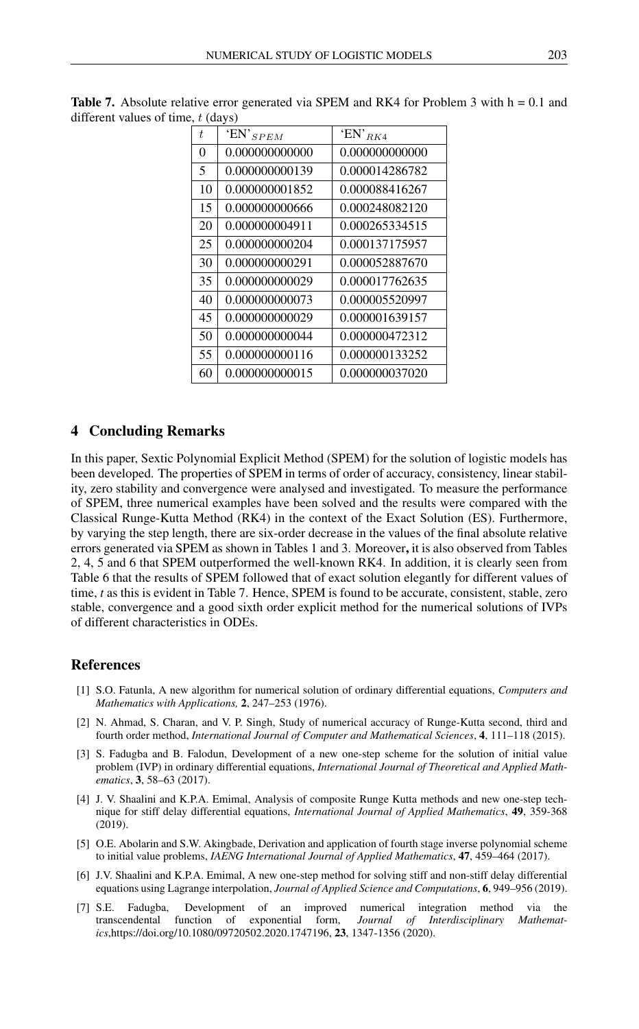**Table 7.** Absolute relative error generated via SPEM and RK4 for Problem 3 with h = 0.1 and different values of time, $t$ (days)

| $t$ | 'EN'$_{SPEM}$ | 'EN'$_{RK4}$ |
|---|---|---|
| 0 | 0.000000000000 | 0.000000000000 |
| 5 | 0.000000000139 | 0.000014286782 |
| 10 | 0.000000001852 | 0.000088416267 |
| 15 | 0.000000000666 | 0.000248082120 |
| 20 | 0.000000004911 | 0.000265334515 |
| 25 | 0.000000000204 | 0.000137175957 |
| 30 | 0.000000000291 | 0.000052887670 |
| 35 | 0.000000000029 | 0.000017762635 |
| 40 | 0.000000000073 | 0.000005520997 |
| 45 | 0.000000000029 | 0.000001639157 |
| 50 | 0.000000000044 | 0.000000472312 |
| 55 | 0.000000000116 | 0.000000133252 |
| 60 | 0.000000000015 | 0.000000037020 |

## 4 Concluding Remarks

In this paper, Sextic Polynomial Explicit Method (SPEM) for the solution of logistic models has been developed. The properties of SPEM in terms of order of accuracy, consistency, linear stability, zero stability and convergence were analysed and investigated. To measure the performance of SPEM, three numerical examples have been solved and the results were compared with the Classical Runge-Kutta Method (RK4) in the context of the Exact Solution (ES). Furthermore, by varying the step length, there are six-order decrease in the values of the final absolute relative errors generated via SPEM as shown in Tables 1 and 3. Moreover**,** it is also observed from Tables 2, 4, 5 and 6 that SPEM outperformed the well-known RK4. In addition, it is clearly seen from Table 6 that the results of SPEM followed that of exact solution elegantly for different values of time, *t* as this is evident in Table 7. Hence, SPEM is found to be accurate, consistent, stable, zero stable, convergence and a good sixth order explicit method for the numerical solutions of IVPs of different characteristics in ODEs.

## References

[1] S.O. Fatunla, A new algorithm for numerical solution of ordinary differential equations, *Computers and Mathematics with Applications,* **2**, 247–253 (1976).

[2] N. Ahmad, S. Charan, and V. P. Singh, Study of numerical accuracy of Runge-Kutta second, third and fourth order method, *International Journal of Computer and Mathematical Sciences*, **4**, 111–118 (2015).

[3] S. Fadugba and B. Falodun, Development of a new one-step scheme for the solution of initial value problem (IVP) in ordinary differential equations, *International Journal of Theoretical and Applied Mathematics*, **3**, 58–63 (2017).

[4] J. V. Shaalini and K.P.A. Emimal, Analysis of composite Runge Kutta methods and new one-step technique for stiff delay differential equations, *International Journal of Applied Mathematics*, **49**, 359-368 (2019).

[5] O.E. Abolarin and S.W. Akingbade, Derivation and application of fourth stage inverse polynomial scheme to initial value problems, *IAENG International Journal of Applied Mathematics*, **47**, 459–464 (2017).

[6] J.V. Shaalini and K.P.A. Emimal, A new one-step method for solving stiff and non-stiff delay differential equations using Lagrange interpolation, *Journal of Applied Science and Computations*, **6**, 949–956 (2019).

[7] S.E. Fadugba, Development of an improved numerical integration method via the transcendental function of exponential form, *Journal of Interdisciplinary Mathematics*,https://doi.org/10.1080/09720502.2020.1747196, **23**, 1347-1356 (2020).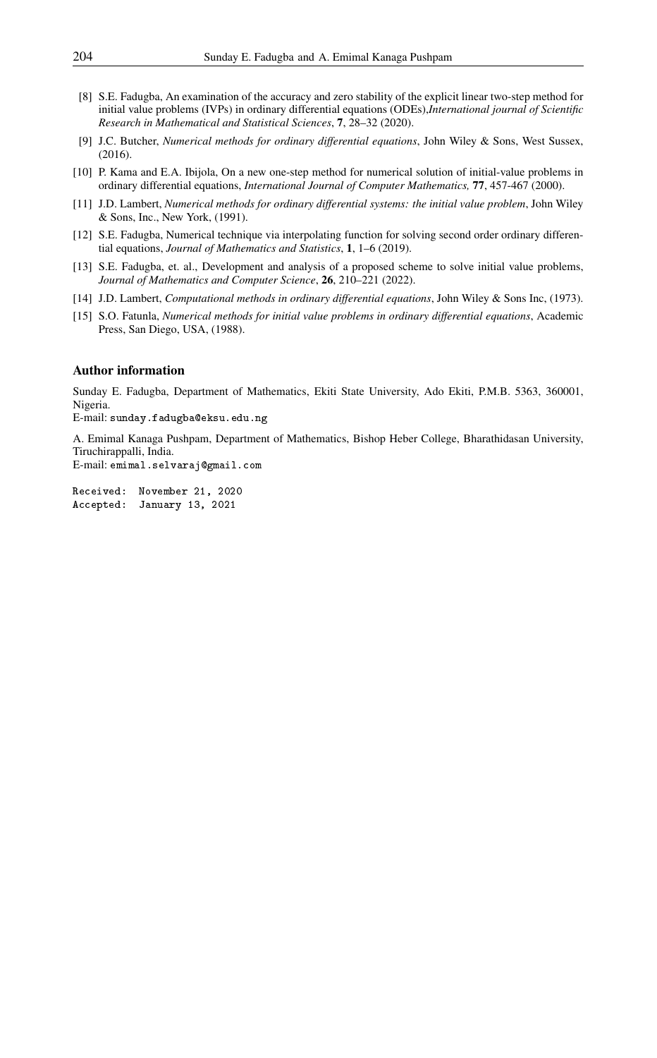[8] S.E. Fadugba, An examination of the accuracy and zero stability of the explicit linear two-step method for initial value problems (IVPs) in ordinary differential equations (ODEs),*International journal of Scientific Research in Mathematical and Statistical Sciences*, **7**, 28–32 (2020).

[9] J.C. Butcher, *Numerical methods for ordinary differential equations*, John Wiley & Sons, West Sussex, (2016).

[10] P. Kama and E.A. Ibijola, On a new one-step method for numerical solution of initial-value problems in ordinary differential equations, *International Journal of Computer Mathematics,* **77**, 457-467 (2000).

[11] J.D. Lambert, *Numerical methods for ordinary differential systems: the initial value problem*, John Wiley & Sons, Inc., New York, (1991).

[12] S.E. Fadugba, Numerical technique via interpolating function for solving second order ordinary differential equations, *Journal of Mathematics and Statistics*, **1**, 1–6 (2019).

[13] S.E. Fadugba, et. al., Development and analysis of a proposed scheme to solve initial value problems, *Journal of Mathematics and Computer Science*, **26**, 210–221 (2022).

[14] J.D. Lambert, *Computational methods in ordinary differential equations*, John Wiley & Sons Inc, (1973).

[15] S.O. Fatunla, *Numerical methods for initial value problems in ordinary differential equations*, Academic Press, San Diego, USA, (1988).

### Author information

Sunday E. Fadugba, Department of Mathematics, Ekiti State University, Ado Ekiti, P.M.B. 5363, 360001, Nigeria.
E-mail: sunday.fadugba@eksu.edu.ng

A. Emimal Kanaga Pushpam, Department of Mathematics, Bishop Heber College, Bharathidasan University, Tiruchirappalli, India.
E-mail: emimal.selvaraj@gmail.com

Received: November 21, 2020
Accepted: January 13, 2021